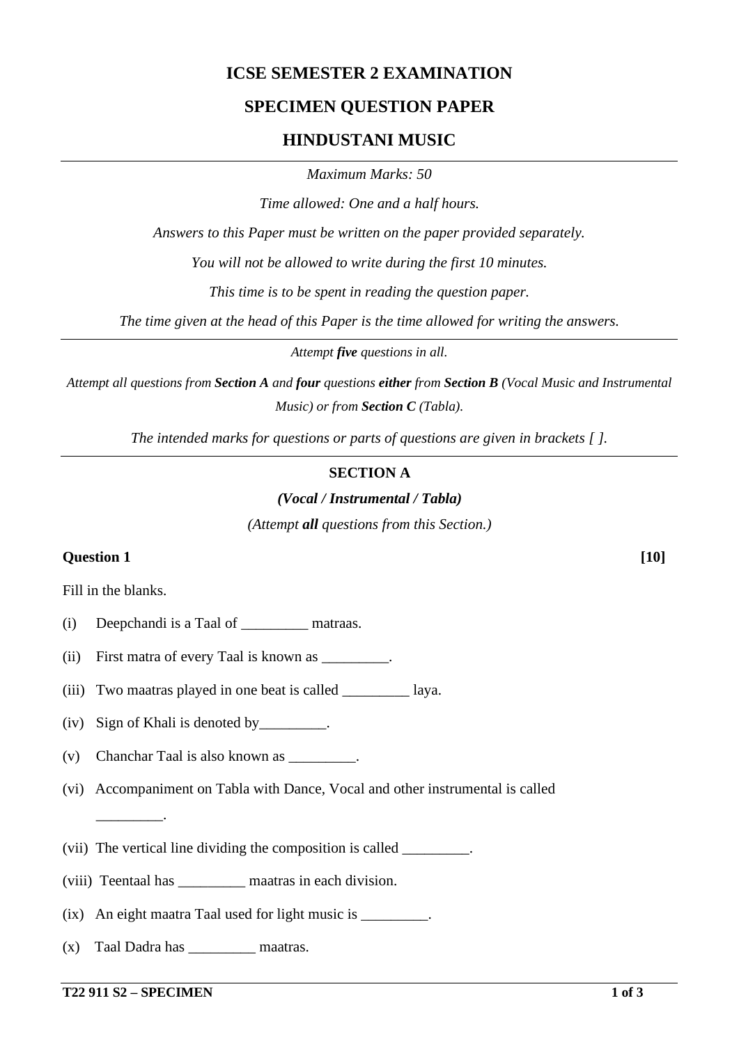# ICSE SEMESTER 2 EXAMINATION

## SPECIMEN QUESTION PAPER

## HINDUSTANI MUSIC

*Maximum Marks: 50*

*Time allowed: One and a half hours.*

*Answers to this Paper must be written on the paper provided separately.*

*You will not be allowed to write during the first 10 minutes.*

*This time is to be spent in reading the question paper.*

*The time given at the head of this Paper is the time allowed for writing the answers.*

---

*Attempt **five** questions in all.*

*Attempt all questions from **Section A** and **four** questions **either** from **Section B** (Vocal Music and Instrumental Music) or from **Section C** (Tabla).*

*The intended marks for questions or parts of questions are given in brackets [ ].*

---

### SECTION A

***(Vocal / Instrumental / Tabla)***

*(Attempt **all** questions from this Section.)*

**Question 1** **[10]**

Fill in the blanks.

(i) Deepchandi is a Taal of _________ matraas.

(ii) First matra of every Taal is known as _________.

(iii) Two maatras played in one beat is called _________ laya.

(iv) Sign of Khali is denoted by_________.

(v) Chanchar Taal is also known as _________.

(vi) Accompaniment on Tabla with Dance, Vocal and other instrumental is called _________.

(vii) The vertical line dividing the composition is called _________.

(viii) Teentaal has _________ maatras in each division.

(ix) An eight maatra Taal used for light music is _________.

(x) Taal Dadra has _________ maatras.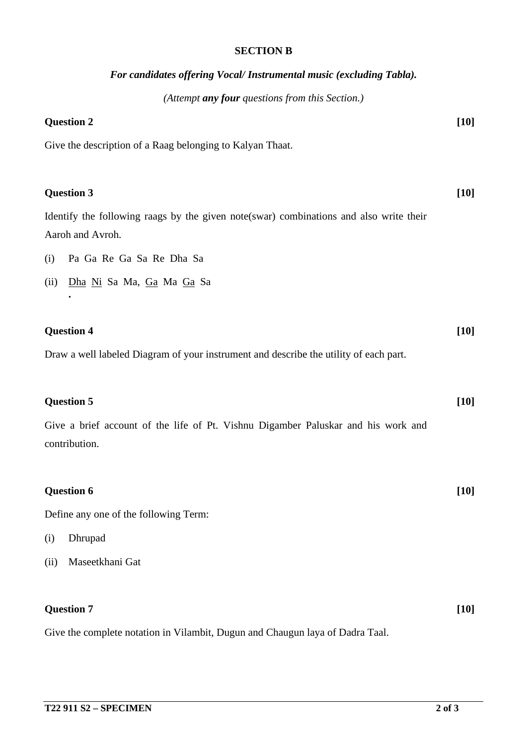## SECTION B

***For candidates offering Vocal/ Instrumental music (excluding Tabla).***

*(Attempt **any four** questions from this Section.)*

**Question 2** **[10]**

Give the description of a Raag belonging to Kalyan Thaat.

**Question 3** **[10]**

Identify the following raags by the given note(swar) combinations and also write their Aaroh and Avroh.

(i) Pa Ga Re Ga Sa Re Dha Sa

(ii) <u>Dha</u> <u>Ni</u> Sa Ma, <u>Ga</u> Ma <u>Ga</u> Sa

**Question 4** **[10]**

Draw a well labeled Diagram of your instrument and describe the utility of each part.

**Question 5** **[10]**

Give a brief account of the life of Pt. Vishnu Digamber Paluskar and his work and contribution.

**Question 6** **[10]**

Define any one of the following Term:

(i) Dhrupad

(ii) Maseetkhani Gat

**Question 7** **[10]**

Give the complete notation in Vilambit, Dugun and Chaugun laya of Dadra Taal.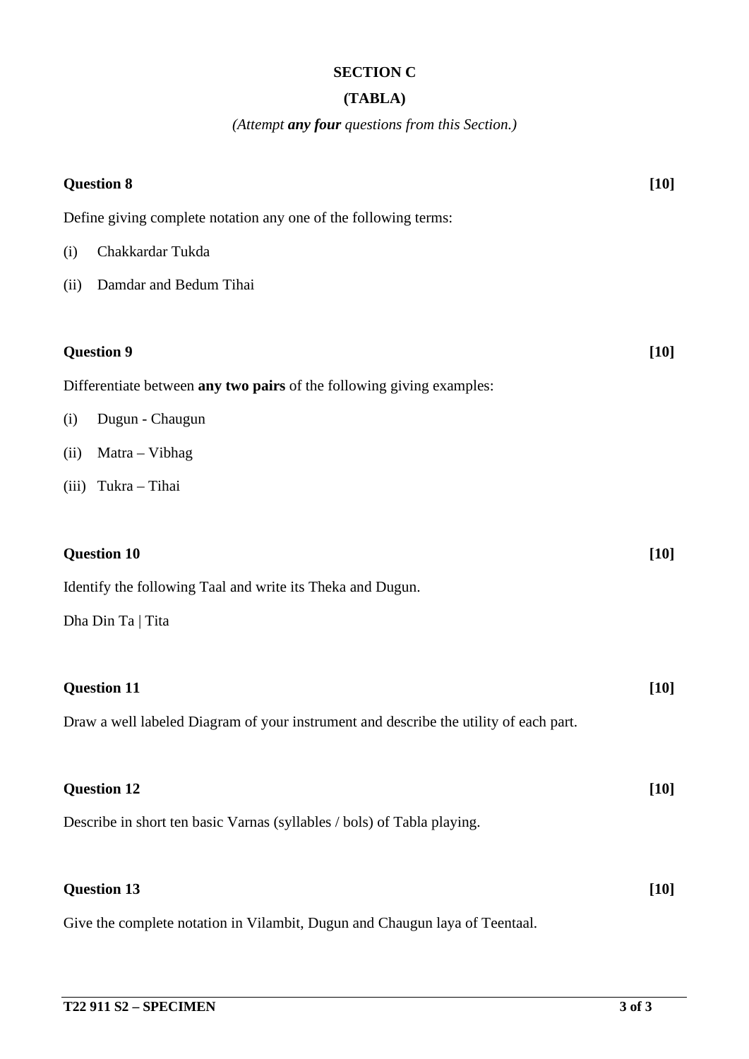## SECTION C

## (TABLA)

*(Attempt **any four** questions from this Section.)*

**Question 8** **[10]**

Define giving complete notation any one of the following terms:

(i) Chakkardar Tukda

(ii) Damdar and Bedum Tihai

**Question 9** **[10]**

Differentiate between **any two pairs** of the following giving examples:

(i) Dugun - Chaugun

(ii) Matra – Vibhag

(iii) Tukra – Tihai

**Question 10** **[10]**

Identify the following Taal and write its Theka and Dugun.

Dha Din Ta | Tita

**Question 11** **[10]**

Draw a well labeled Diagram of your instrument and describe the utility of each part.

**Question 12** **[10]**

Describe in short ten basic Varnas (syllables / bols) of Tabla playing.

**Question 13** **[10]**

Give the complete notation in Vilambit, Dugun and Chaugun laya of Teentaal.